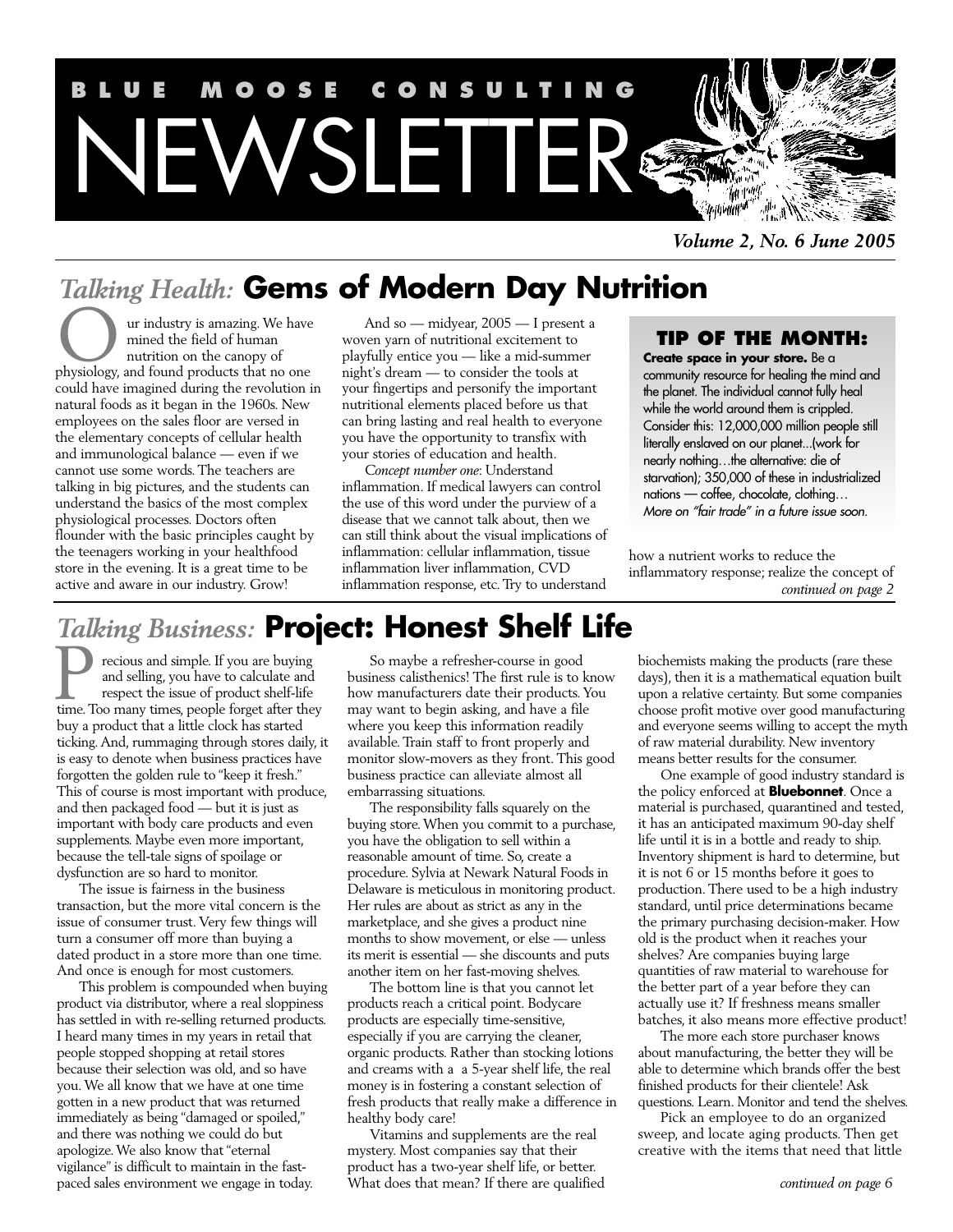# BLUE MOOSE CONSULTING NEWSLETTER

*Volume 2, No. 6 June 2005*

## *Talking Health:* Gems of Modern Day Nutrition

Our industry is amazing. We have mined the field of human nutrition on the canopy of physiology, and found products that no one could have imagined during the revolution in natural foods as it began in the 1960s. New employees on the sales floor are versed in the elementary concepts of cellular health and immunological balance — even if we cannot use some words. The teachers are talking in big pictures, and the students can understand the basics of the most complex physiological processes. Doctors often flounder with the basic principles caught by the teenagers working in your healthfood store in the evening. It is a great time to be active and aware in our industry. Grow!

And so — midyear, 2005 — I present a woven yarn of nutritional excitement to playfully entice you — like a mid-summer night's dream — to consider the tools at your fingertips and personify the important nutritional elements placed before us that can bring lasting and real health to everyone you have the opportunity to transfix with your stories of education and health.

*Concept number one*: Understand inflammation. If medical lawyers can control the use of this word under the purview of a disease that we cannot talk about, then we can still think about the visual implications of inflammation: cellular inflammation, tissue inflammation liver inflammation, CVD inflammation response, etc. Try to understand how a nutrient works to reduce the inflammatory response; realize the concept of

*continued on page 2*

> **TIP OF THE MONTH:**
>
> **Create space in your store.** Be a community resource for healing the mind and the planet. The individual cannot fully heal while the world around them is crippled. Consider this: 12,000,000 million people still literally enslaved on our planet...(work for nearly nothing…the alternative: die of starvation); 350,000 of these in industrialized nations — coffee, chocolate, clothing…
> *More on "fair trade" in a future issue soon.*

## *Talking Business:* Project: Honest Shelf Life

Precious and simple. If you are buying and selling, you have to calculate and respect the issue of product shelf-life time. Too many times, people forget after they buy a product that a little clock has started ticking. And, rummaging through stores daily, it is easy to denote when business practices have forgotten the golden rule to "keep it fresh." This of course is most important with produce, and then packaged food — but it is just as important with body care products and even supplements. Maybe even more important, because the tell-tale signs of spoilage or dysfunction are so hard to monitor.

The issue is fairness in the business transaction, but the more vital concern is the issue of consumer trust. Very few things will turn a consumer off more than buying a dated product in a store more than one time. And once is enough for most customers.

This problem is compounded when buying product via distributor, where a real sloppiness has settled in with re-selling returned products. I heard many times in my years in retail that people stopped shopping at retail stores because their selection was old, and so have you. We all know that we have at one time gotten in a new product that was returned immediately as being "damaged or spoiled," and there was nothing we could do but apologize. We also know that "eternal vigilance" is difficult to maintain in the fast-paced sales environment we engage in today.

So maybe a refresher-course in good business calisthenics! The first rule is to know how manufacturers date their products. You may want to begin asking, and have a file where you keep this information readily available. Train staff to front properly and monitor slow-movers as they front. This good business practice can alleviate almost all embarrassing situations.

The responsibility falls squarely on the buying store. When you commit to a purchase, you have the obligation to sell within a reasonable amount of time. So, create a procedure. Sylvia at Newark Natural Foods in Delaware is meticulous in monitoring product. Her rules are about as strict as any in the marketplace, and she gives a product nine months to show movement, or else — unless its merit is essential — she discounts and puts another item on her fast-moving shelves.

The bottom line is that you cannot let products reach a critical point. Bodycare products are especially time-sensitive, especially if you are carrying the cleaner, organic products. Rather than stocking lotions and creams with a a 5-year shelf life, the real money is in fostering a constant selection of fresh products that really make a difference in healthy body care!

Vitamins and supplements are the real mystery. Most companies say that their product has a two-year shelf life, or better. What does that mean? If there are qualified biochemists making the products (rare these days), then it is a mathematical equation built upon a relative certainty. But some companies choose profit motive over good manufacturing and everyone seems willing to accept the myth of raw material durability. New inventory means better results for the consumer.

One example of good industry standard is the policy enforced at **Bluebonnet**. Once a material is purchased, quarantined and tested, it has an anticipated maximum 90-day shelf life until it is in a bottle and ready to ship. Inventory shipment is hard to determine, but it is not 6 or 15 months before it goes to production. There used to be a high industry standard, until price determinations became the primary purchasing decision-maker. How old is the product when it reaches your shelves? Are companies buying large quantities of raw material to warehouse for the better part of a year before they can actually use it? If freshness means smaller batches, it also means more effective product!

The more each store purchaser knows about manufacturing, the better they will be able to determine which brands offer the best finished products for their clientele! Ask questions. Learn. Monitor and tend the shelves.

Pick an employee to do an organized sweep, and locate aging products. Then get creative with the items that need that little

*continued on page 6*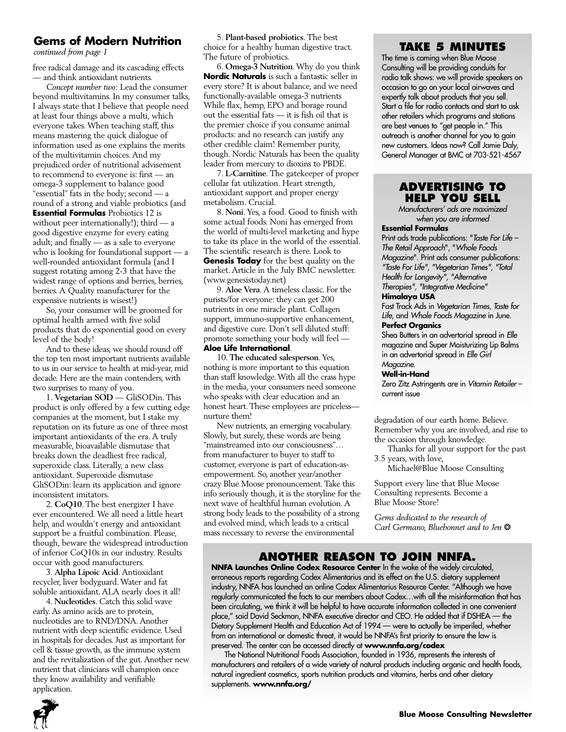## Gems of Modern Nutrition

*continued from page 1*

free radical damage and its cascading effects — and think antioxidant nutrients.

*Concept number two:* Lead the consumer beyond multivitamins. In my consumer talks, I always state that I believe that people need at least four things above a multi, which everyone takes. When teaching staff, this means mastering the quick dialogue of information used as one explains the merits of the multivitamin choices. And my prejudiced order of nutritional advisement to recommend to everyone is: first — an omega-3 supplement to balance good "essential" fats in the body; second — a round of a strong and viable probiotics (and **Essential Formulas** Probiotics 12 is without peer internationally!); third — a good digestive enzyme for every eating adult; and finally — as a sale to everyone who is looking for foundational support — a well-rounded antioxidant formula (and I suggest rotating among 2-3 that have the widest range of options and berries, berries, berries. A Quality manufacturer for the expensive nutrients is wisest!)

So, your consumer will be groomed for optimal health armed with five solid products that do exponential good on every level of the body!

And to these ideas, we should round off the top ten most important nutrients available to us in our service to health at mid-year, mid decade. Here are the main contenders, with two surprises to many of you.

1. **Vegetarian SOD** — GliSODin. This product is only offered by a few cutting edge companies at the moment, but I stake my reputation on its future as one of three most important antioxidants of the era. A truly measurable, bioavailable dismutase that breaks down the deadliest free radical, superoxide class. Literally, a new class antioxidant. Superoxide dismutase GliSODin: learn its application and ignore inconsistent imitators.

2. **CoQ10**. The best energizer I have ever encountered. We all need a little heart help, and wouldn't energy and antioxidant support be a fruitful combination. Please, though, beware the widespread introduction of inferior CoQ10s in our industry. Results occur with good manufacturers.

3. **Alpha Lipoic Acid**. Antioxidant recycler, liver bodyguard. Water and fat soluble antioxidant. ALA nearly does it all!

4. **Nucleotides**. Catch this solid wave early. As amino acids are to protein, nucleotides are to RND/DNA. Another nutrient with deep scientific evidence. Used in hospitals for decades. Just as important for cell & tissue growth, as the immune system and the revitalization of the gut. Another new nutrient that clinicians will champion once they know availability and verifiable application.

5. **Plant-based probiotics**. The best choice for a healthy human digestive tract. The future of probiotics.

6. **Omega-3 Nutrition**. Why do you think **Nordic Naturals** is such a fantastic seller in every store? It is about balance, and we need functionally-available omega-3 nutrients While flax, hemp, EPO and borage round out the essential fats — it is fish oil that is the premier choice if you consume animal products: and no research can justify any other credible claim! Remember purity, though. Nordic Naturals has been the quality leader from mercury to dioxins to PBDE.

7. **L-Carnitine**. The gatekeeper of proper cellular fat utilization. Heart strength, antioxidant support and proper energy metabolism. Crucial.

8. **Noni**. Yes, a food. Good to finish with some actual foods. Noni has emerged from the world of multi-level marketing and hype to take its place in the world of the essential. The scientific research is there. Look to **Genesis Today** for the best quality on the market. Article in the July BMC newsletter. (www.genesistoday.net)

9. **Aloe Vera**. A timeless classic. For the purists/for everyone: they can get 200 nutrients in one miracle plant. Collagen support, immuno-supportive enhancement, and digestive cure. Don't sell diluted stuff: promote something your body will feel — **Aloe Life International**.

10. **The educated salesperson**. Yes, nothing is more important to this equation than staff knowledge. With all the crass hype in the media, your consumers need someone who speaks with clear education and an honest heart. These employees are priceless—nurture them!

New nutrients, an emerging vocabulary. Slowly, but surely, these words are being "mainstreamed into our consciousness"… from manufacturer to buyer to staff to customer, everyone is part of education-as-empowerment. So, another year/another crazy Blue Moose pronouncement. Take this info seriously though, it is the storyline for the next wave of healthful human evolution. A strong body leads to the possibility of a strong and evolved mind, which leads to a critical mass necessary to reverse the environmental degradation of our earth home. Believe. Remember why you are involved, and rise to the occasion through knowledge.

Thanks for all your support for the past 3.5 years, with love,

Michael@Blue Moose Consulting

Support every line that Blue Moose Consulting represents. Become a Blue Moose Store!

*Gems dedicated to the research of Carl Germano, Bluebonnet and to Jen* ☺

## TAKE 5 MINUTES

The time is coming when Blue Moose Consulting will be providing conduits for radio talk shows: we will provide speakers on occasion to go on your local airwaves and expertly talk about products that you sell. Start a file for radio contacts and start to ask other retailers which programs and stations are best venues to "get people in." This outreach is another channel for you to gain new customers. Ideas now? Call Jamie Daly, General Manager at BMC at 703-521-4567

## ADVERTISING TO HELP YOU SELL

*Manufacturers' ads are maximized when you are informed*

**Essential Formulas**

Print ads trade publications: "*Taste For Life – The Retail Approach*", "*Whole Foods Magazine*". Print ads consumer publications: *"Taste For Life", "Vegetarian Times", "Total Health for Longevity", "Alternative Therapies", "Integrative Medicine"*

**Himalaya USA**

Fast Track Ads in *Vegetarian Times*, *Taste for Life*, and *Whole Foods Magazine* in June.

**Perfect Organics**

Shea Butters in an advertorial spread in *Elle* magazine and Super Moisturizing Lip Balms in an advertorial spread in *Elle Girl Magazine*.

**Well-in-Hand**

Zero Zitz Astringents are in *Vitamin Retailer* – current issue

## ANOTHER REASON TO JOIN NNFA.

**NNFA Launches Online Codex Resource Center** In the wake of the widely circulated, erroneous reports regarding Codex Alimentarius and its effect on the U.S. dietary supplement industry, NNFA has launched an online Codex Alimentarius Resource Center. "Although we have regularly communicated the facts to our members about Codex…with all the misinformation that has been circulating, we think it will be helpful to have accurate information collected in one convenient place," said David Seckman, NNFA executive director and CEO. He added that if DSHEA — the Dietary Supplement Health and Education Act of 1994 — were to actually be imperiled, whether from an international or domestic threat, it would be NNFA's first priority to ensure the law is preserved. The center can be accessed directly at **www.nnfa.org/codex**

The National Nutritional Foods Association, founded in 1936, represents the interests of manufacturers and retailers of a wide variety of natural products including organic and health foods, natural ingredient cosmetics, sports nutrition products and vitamins, herbs and other dietary supplements. **www.nnfa.org/**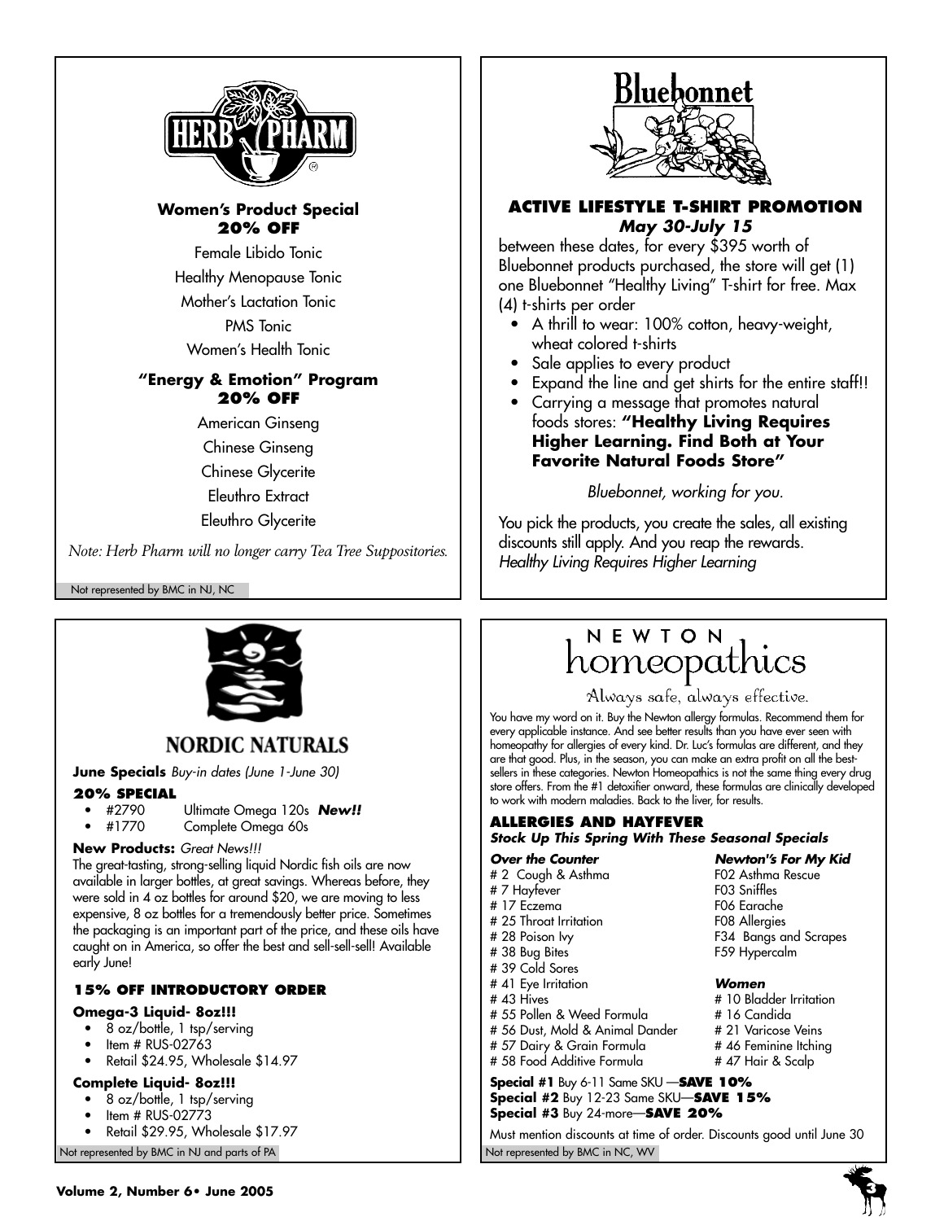## HERB PHARM

**Women's Product Special**
**20% OFF**

Female Libido Tonic

Healthy Menopause Tonic

Mother's Lactation Tonic

PMS Tonic

Women's Health Tonic

**"Energy & Emotion" Program**
**20% OFF**

American Ginseng

Chinese Ginseng

Chinese Glycerite

Eleuthro Extract

Eleuthro Glycerite

*Note: Herb Pharm will no longer carry Tea Tree Suppositories.*

Not represented by BMC in NJ, NC

## Bluebonnet

**ACTIVE LIFESTYLE T-SHIRT PROMOTION**
***May 30-July 15***

between these dates, for every $395 worth of Bluebonnet products purchased, the store will get (1) one Bluebonnet "Healthy Living" T-shirt for free. Max (4) t-shirts per order

- A thrill to wear: 100% cotton, heavy-weight, wheat colored t-shirts
- Sale applies to every product
- Expand the line and get shirts for the entire staff!!
- Carrying a message that promotes natural foods stores: **"Healthy Living Requires Higher Learning. Find Both at Your Favorite Natural Foods Store"**

*Bluebonnet, working for you.*

You pick the products, you create the sales, all existing discounts still apply. And you reap the rewards.
*Healthy Living Requires Higher Learning*

## NORDIC NATURALS

**June Specials** *Buy-in dates (June 1-June 30)*

**20% SPECIAL**

- #2790 Ultimate Omega 120s ***New!!***
- #1770 Complete Omega 60s

**New Products:** *Great News!!!*
The great-tasting, strong-selling liquid Nordic fish oils are now available in larger bottles, at great savings. Whereas before, they were sold in 4 oz bottles for around $20, we are moving to less expensive, 8 oz bottles for a tremendously better price. Sometimes the packaging is an important part of the price, and these oils have caught on in America, so offer the best and sell-sell-sell! Available early June!

**15% OFF INTRODUCTORY ORDER**

**Omega-3 Liquid- 8oz!!!**

- 8 oz/bottle, 1 tsp/serving
- Item # RUS-02763
- Retail $24.95, Wholesale $14.97

**Complete Liquid- 8oz!!!**

- 8 oz/bottle, 1 tsp/serving
- Item # RUS-02773
- Retail $29.95, Wholesale $17.97

Not represented by BMC in NJ and parts of PA

## NEWTON homeopathics

Always safe, always effective.

You have my word on it. Buy the Newton allergy formulas. Recommend them for every applicable instance. And see better results than you have ever seen with homeopathy for allergies of every kind. Dr. Luc's formulas are different, and they are that good. Plus, in the season, you can make an extra profit on all the best-sellers in these categories. Newton Homeopathics is not the same thing every drug store offers. From the #1 detoxifier onward, these formulas are clinically developed to work with modern maladies. Back to the liver, for results.

**ALLERGIES AND HAYFEVER**
***Stock Up This Spring With These Seasonal Specials***

***Over the Counter***

# 2 Cough & Asthma
# 7 Hayfever
# 17 Eczema
# 25 Throat Irritation
# 28 Poison Ivy
# 38 Bug Bites
# 39 Cold Sores
# 41 Eye Irritation
# 43 Hives
# 55 Pollen & Weed Formula
# 56 Dust, Mold & Animal Dander
# 57 Dairy & Grain Formula
# 58 Food Additive Formula

***Newton's For My Kid***

F02 Asthma Rescue
F03 Sniffles
F06 Earache
F08 Allergies
F34 Bangs and Scrapes
F59 Hypercalm

***Women***

# 10 Bladder Irritation
# 16 Candida
# 21 Varicose Veins
# 46 Feminine Itching
# 47 Hair & Scalp

**Special #1** Buy 6-11 Same SKU —**SAVE 10%**
**Special #2** Buy 12-23 Same SKU—**SAVE 15%**
**Special #3** Buy 24-more—**SAVE 20%**

Must mention discounts at time of order. Discounts good until June 30

Not represented by BMC in NC, WV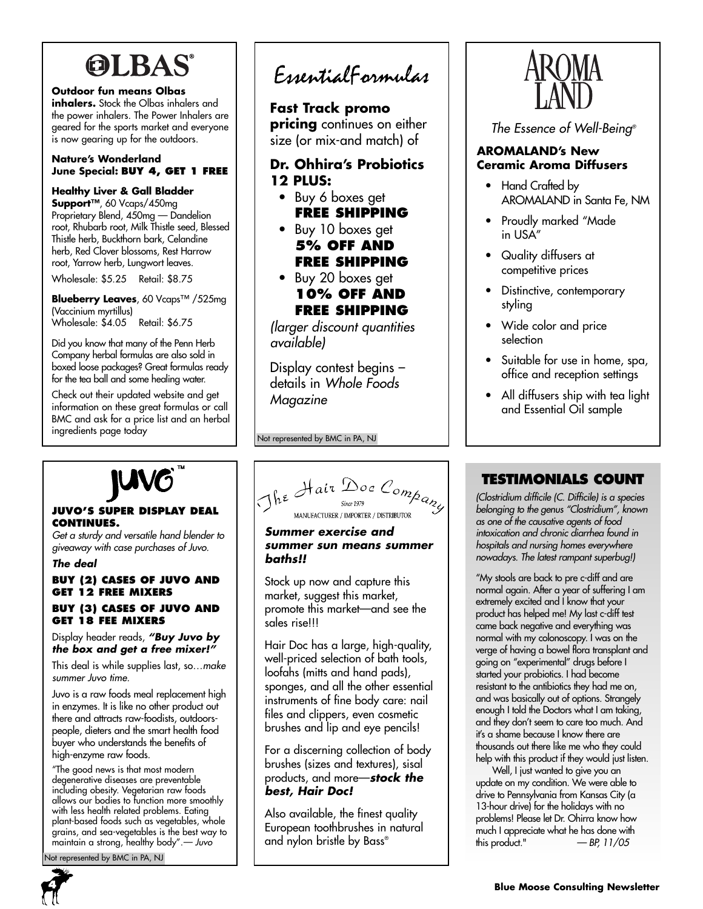# OLBAS®

**Outdoor fun means Olbas inhalers.** Stock the Olbas inhalers and the power inhalers. The Power Inhalers are geared for the sports market and everyone is now gearing up for the outdoors.

**Nature's Wonderland**
**June Special: BUY 4, GET 1 FREE**

**Healthy Liver & Gall Bladder Support™**, 60 Vcaps/450mg Proprietary Blend, 450mg — Dandelion root, Rhubarb root, Milk Thistle seed, Blessed Thistle herb, Buckthorn bark, Celandine herb, Red Clover blossoms, Rest Harrow root, Yarrow herb, Lungwort leaves.

Wholesale: $5.25 Retail: $8.75

**Blueberry Leaves**, 60 Vcaps™ /525mg (Vaccinium myrtillus)
Wholesale: $4.05 Retail: $6.75

Did you know that many of the Penn Herb Company herbal formulas are also sold in boxed loose packages? Great formulas ready for the tea ball and some healing water.

Check out their updated website and get information on these great formulas or call BMC and ask for a price list and an herbal ingredients page today

# EssentialFormulas

**Fast Track promo pricing** continues on either size (or mix-and match) of

**Dr. Ohhira's Probiotics 12 PLUS:**

- Buy 6 boxes get **FREE SHIPPING**
- Buy 10 boxes get **5% OFF AND FREE SHIPPING**
- Buy 20 boxes get **10% OFF AND FREE SHIPPING**

*(larger discount quantities available)*

Display contest begins – details in *Whole Foods Magazine*

Not represented by BMC in PA, NJ

# AROMA LAND

*The Essence of Well-Being®*

**AROMALAND's New Ceramic Aroma Diffusers**

- Hand Crafted by AROMALAND in Santa Fe, NM
- Proudly marked "Made in USA"
- Quality diffusers at competitive prices
- Distinctive, contemporary styling
- Wide color and price selection
- Suitable for use in home, spa, office and reception settings
- All diffusers ship with tea light and Essential Oil sample

# JUVO™

**JUVO'S SUPER DISPLAY DEAL CONTINUES.**

*Get a sturdy and versatile hand blender to giveaway with case purchases of Juvo.*

***The deal***

**BUY (2) CASES OF JUVO AND GET 12 FREE MIXERS**

**BUY (3) CASES OF JUVO AND GET 18 FEE MIXERS**

Display header reads, ***"Buy Juvo by the box and get a free mixer!"***

This deal is while supplies last, so…*make summer Juvo time.*

Juvo is a raw foods meal replacement high in enzymes. It is like no other product out there and attracts raw-foodists, outdoors-people, dieters and the smart health food buyer who understands the benefits of high-enzyme raw foods.

"The good news is that most modern degenerative diseases are preventable including obesity. Vegetarian raw foods allows our bodies to function more smoothly with less health related problems. Eating plant-based foods such as vegetables, whole grains, and sea-vegetables is the best way to maintain a strong, healthy body".— *Juvo*

Not represented by BMC in PA, NJ

# The Hair Doc Company

Since 1979
MANUFACTURER / IMPORTER / DISTRIBUTOR

***Summer exercise and summer sun means summer baths!!***

Stock up now and capture this market, suggest this market, promote this market—and see the sales rise!!!

Hair Doc has a large, high-quality, well-priced selection of bath tools, loofahs (mitts and hand pads), sponges, and all the other essential instruments of fine body care: nail files and clippers, even cosmetic brushes and lip and eye pencils!

For a discerning collection of body brushes (sizes and textures), sisal products, and more—***stock the best, Hair Doc!***

Also available, the finest quality European toothbrushes in natural and nylon bristle by Bass®

## TESTIMONIALS COUNT

*(Clostridium difficile (C. Difficile) is a species belonging to the genus "Clostridium", known as one of the causative agents of food intoxication and chronic diarrhea found in hospitals and nursing homes everywhere nowadays. The latest rampant superbug!)*

"My stools are back to pre c-diff and are normal again. After a year of suffering I am extremely excited and I know that your product has helped me! My last c-diff test came back negative and everything was normal with my colonoscopy. I was on the verge of having a bowel flora transplant and going on "experimental" drugs before I started your probiotics. I had become resistant to the antibiotics they had me on, and was basically out of options. Strangely enough I told the Doctors what I am taking, and they don't seem to care too much. And it's a shame because I know there are thousands out there like me who they could help with this product if they would just listen.

Well, I just wanted to give you an update on my condition. We were able to drive to Pennsylvania from Kansas City (a 13-hour drive) for the holidays with no problems! Please let Dr. Ohirra know how much I appreciate what he has done with this product." — *BP, 11/05*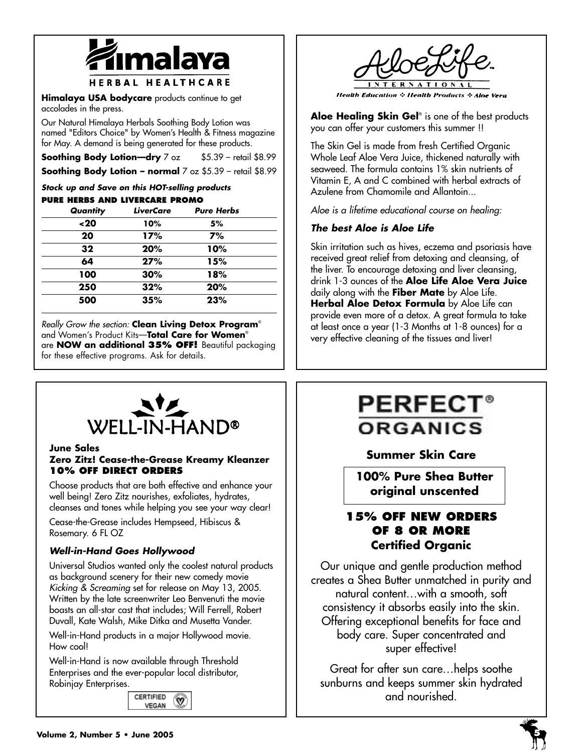# Himalaya

HERBAL HEALTHCARE

**Himalaya USA bodycare** products continue to get accolades in the press.

Our Natural Himalaya Herbals Soothing Body Lotion was named "Editors Choice" by Women's Health & Fitness magazine for May. A demand is being generated for these products.

**Soothing Body Lotion—dry** 7 oz $5.39 – retail $8.99

**Soothing Body Lotion – normal** 7 oz $5.39 – retail $8.99

***Stock up and Save on this HOT-selling products***

**PURE HERBS AND LIVERCARE PROMO**

| *Quantity* | *LiverCare* | *Pure Herbs* |
|---|---|---|
| **<20** | **10%** | **5%** |
| **20** | **17%** | **7%** |
| **32** | **20%** | **10%** |
| **64** | **27%** | **15%** |
| **100** | **30%** | **18%** |
| **250** | **32%** | **20%** |
| **500** | **35%** | **23%** |

*Really Grow the section:* **Clean Living Detox Program**® and Women's Product Kits—**Total Care for Women**® are **NOW an additional 35% OFF!** Beautiful packaging for these effective programs. Ask for details.

# AloeLife INTERNATIONAL

*Health Education ✣ Health Products ✣ Aloe Vera*

**Aloe Healing Skin Gel**® is one of the best products you can offer your customers this summer !!

The Skin Gel is made from fresh Certified Organic Whole Leaf Aloe Vera Juice, thickened naturally with seaweed. The formula contains 1% skin nutrients of Vitamin E, A and C combined with herbal extracts of Azulene from Chamomile and Allantoin...

*Aloe is a lifetime educational course on healing:*

***The best Aloe is Aloe Life***

Skin irritation such as hives, eczema and psoriasis have received great relief from detoxing and cleansing, of the liver. To encourage detoxing and liver cleansing, drink 1-3 ounces of the **Aloe Life Aloe Vera Juice** daily along with the **Fiber Mate** by Aloe Life. **Herbal Aloe Detox Formula** by Aloe Life can provide even more of a detox. A great formula to take at least once a year (1-3 Months at 1-8 ounces) for a very effective cleaning of the tissues and liver!

# WELL-IN-HAND®

**June Sales**
**Zero Zitz! Cease-the-Grease Kreamy Kleanzer**
**10% OFF DIRECT ORDERS**

Choose products that are both effective and enhance your well being! Zero Zitz nourishes, exfoliates, hydrates, cleanses and tones while helping you see your way clear!

Cease-the-Grease includes Hempseed, Hibiscus & Rosemary. 6 FL OZ

### *Well-in-Hand Goes Hollywood*

Universal Studios wanted only the coolest natural products as background scenery for their new comedy movie *Kicking & Screaming* set for release on May 13, 2005. Written by the late screenwriter Leo Benvenuti the movie boasts an all-star cast that includes; Will Ferrell, Robert Duvall, Kate Walsh, Mike Ditka and Musetta Vander.

Well-in-Hand products in a major Hollywood movie. How cool!

Well-in-Hand is now available through Threshold Enterprises and the ever-popular local distributor, Robinjay Enterprises.

CERTIFIED VEGAN

# PERFECT® ORGANICS

**Summer Skin Care**

**100% Pure Shea Butter original unscented**

**15% OFF NEW ORDERS OF 8 OR MORE**
**Certified Organic**

Our unique and gentle production method creates a Shea Butter unmatched in purity and natural content…with a smooth, soft consistency it absorbs easily into the skin. Offering exceptional benefits for face and body care. Super concentrated and super effective!

Great for after sun care…helps soothe sunburns and keeps summer skin hydrated and nourished.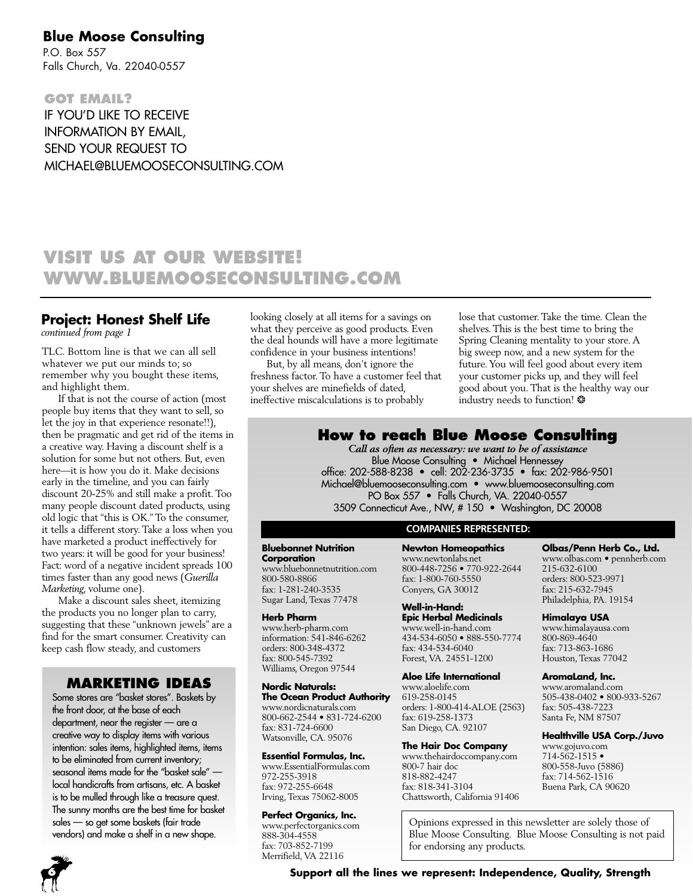**Blue Moose Consulting**
P.O. Box 557
Falls Church, Va. 22040-0557

**GOT EMAIL?**
IF YOU'D LIKE TO RECEIVE INFORMATION BY EMAIL, SEND YOUR REQUEST TO MICHAEL@BLUEMOOSECONSULTING.COM

## VISIT US AT OUR WEBSITE! WWW.BLUEMOOSECONSULTING.COM

## Project: Honest Shelf Life

*continued from page 1*

TLC. Bottom line is that we can all sell whatever we put our minds to; so remember why you bought these items, and highlight them.

If that is not the course of action (most people buy items that they want to sell, so let the joy in that experience resonate!!), then be pragmatic and get rid of the items in a creative way. Having a discount shelf is a solution for some but not others. But, even here—it is how you do it. Make decisions early in the timeline, and you can fairly discount 20-25% and still make a profit. Too many people discount dated products, using old logic that "this is OK." To the consumer, it tells a different story. Take a loss when you have marketed a product ineffectively for two years: it will be good for your business! Fact: word of a negative incident spreads 100 times faster than any good news (*Guerilla Marketing*, volume one).

Make a discount sales sheet, itemizing the products you no longer plan to carry, suggesting that these "unknown jewels" are a find for the smart consumer. Creativity can keep cash flow steady, and customers looking closely at all items for a savings on what they perceive as good products. Even the deal hounds will have a more legitimate confidence in your business intentions!

But, by all means, don't ignore the freshness factor. To have a customer feel that your shelves are minefields of dated, ineffective miscalculations is to probably lose that customer. Take the time. Clean the shelves. This is the best time to bring the Spring Cleaning mentality to your store. A big sweep now, and a new system for the future. You will feel good about every item your customer picks up, and they will feel good about you. That is the healthy way our industry needs to function!

## MARKETING IDEAS

Some stores are "basket stores". Baskets by the front door, at the base of each department, near the register — are a creative way to display items with various intention: sales items, highlighted items, items to be eliminated from current inventory; seasonal items made for the "basket sale" — local handicrafts from artisans, etc. A basket is to be mulled through like a treasure quest. The sunny months are the best time for basket sales — so get some baskets (fair trade vendors) and make a shelf in a new shape.

## How to reach Blue Moose Consulting

*Call as often as necessary: we want to be of assistance*

Blue Moose Consulting • Michael Hennessey
office: 202-588-8238 • cell: 202-236-3735 • fax: 202-986-9501
Michael@bluemooseconsulting.com • www.bluemooseconsulting.com
PO Box 557 • Falls Church, VA. 22040-0557
3509 Connecticut Ave., NW, # 150 • Washington, DC 20008

### COMPANIES REPRESENTED:

**Bluebonnet Nutrition Corporation**
www.bluebonnetnutrition.com
800-580-8866
fax: 1-281-240-3535
Sugar Land, Texas 77478

**Herb Pharm**
www.herb-pharm.com
information: 541-846-6262
orders: 800-348-4372
fax: 800-545-7392
Williams, Oregon 97544

**Nordic Naturals: The Ocean Product Authority**
www.nordicnaturals.com
800-662-2544 • 831-724-6200
fax: 831-724-6600
Watsonville, CA. 95076

**Essential Formulas, Inc.**
www.EssentialFormulas.com
972-255-3918
fax: 972-255-6648
Irving, Texas 75062-8005

**Perfect Organics, Inc.**
www.perfectorganics.com
888-304-4558
fax: 703-852-7199
Merrifield, VA 22116

**Newton Homeopathics**
www.newtonlabs.net
800-448-7256 • 770-922-2644
fax: 1-800-760-5550
Conyers, GA 30012

**Well-in-Hand: Epic Herbal Medicinals**
www.well-in-hand.com
434-534-6050 • 888-550-7774
fax: 434-534-6040
Forest, VA. 24551-1200

**Aloe Life International**
www.aloelife.com
619-258-0145
orders: 1-800-414-ALOE (2563)
fax: 619-258-1373
San Diego, CA. 92107

**The Hair Doc Company**
www.thehairdoccompany.com
800-7 hair doc
818-882-4247
fax: 818-341-3104
Chattsworth, California 91406

**Olbas/Penn Herb Co., Ltd.**
www.olbas.com • pennherb.com
215-632-6100
orders: 800-523-9971
fax: 215-632-7945
Philadelphia, PA. 19154

**Himalaya USA**
www.himalayausa.com
800-869-4640
fax: 713-863-1686
Houston, Texas 77042

**AromaLand, Inc.**
www.aromaland.com
505-438-0402 • 800-933-5267
fax: 505-438-7223
Santa Fe, NM 87507

**Healthville USA Corp./Juvo**
www.gojuvo.com
714-562-1515 •
800-558-Juvo (5886)
fax: 714-562-1516
Buena Park, CA 90620

Opinions expressed in this newsletter are solely those of Blue Moose Consulting. Blue Moose Consulting is not paid for endorsing any products.

**Support all the lines we represent: Independence, Quality, Strength**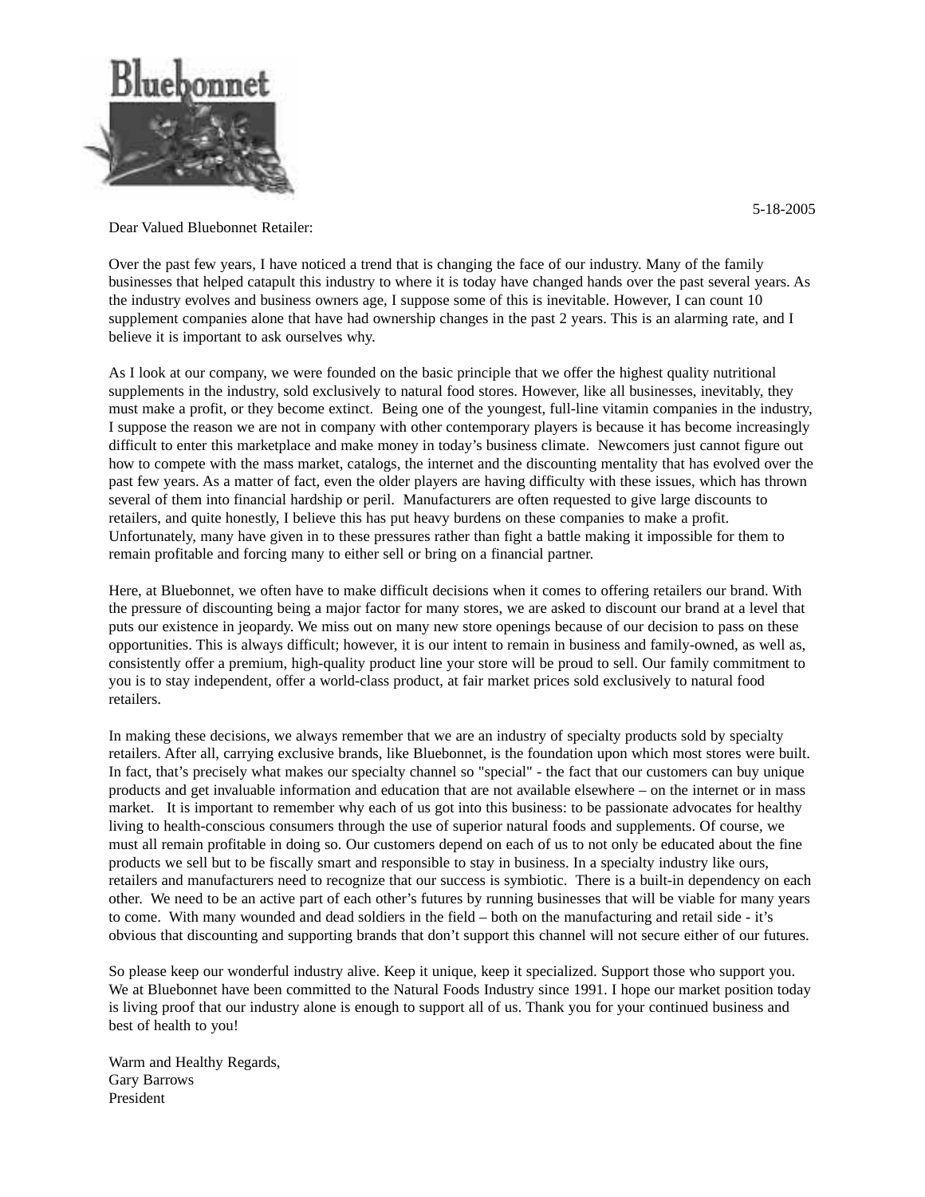5-18-2005

Dear Valued Bluebonnet Retailer:

Over the past few years, I have noticed a trend that is changing the face of our industry. Many of the family businesses that helped catapult this industry to where it is today have changed hands over the past several years. As the industry evolves and business owners age, I suppose some of this is inevitable. However, I can count 10 supplement companies alone that have had ownership changes in the past 2 years. This is an alarming rate, and I believe it is important to ask ourselves why.

As I look at our company, we were founded on the basic principle that we offer the highest quality nutritional supplements in the industry, sold exclusively to natural food stores. However, like all businesses, inevitably, they must make a profit, or they become extinct. Being one of the youngest, full-line vitamin companies in the industry, I suppose the reason we are not in company with other contemporary players is because it has become increasingly difficult to enter this marketplace and make money in today's business climate. Newcomers just cannot figure out how to compete with the mass market, catalogs, the internet and the discounting mentality that has evolved over the past few years. As a matter of fact, even the older players are having difficulty with these issues, which has thrown several of them into financial hardship or peril. Manufacturers are often requested to give large discounts to retailers, and quite honestly, I believe this has put heavy burdens on these companies to make a profit. Unfortunately, many have given in to these pressures rather than fight a battle making it impossible for them to remain profitable and forcing many to either sell or bring on a financial partner.

Here, at Bluebonnet, we often have to make difficult decisions when it comes to offering retailers our brand. With the pressure of discounting being a major factor for many stores, we are asked to discount our brand at a level that puts our existence in jeopardy. We miss out on many new store openings because of our decision to pass on these opportunities. This is always difficult; however, it is our intent to remain in business and family-owned, as well as, consistently offer a premium, high-quality product line your store will be proud to sell. Our family commitment to you is to stay independent, offer a world-class product, at fair market prices sold exclusively to natural food retailers.

In making these decisions, we always remember that we are an industry of specialty products sold by specialty retailers. After all, carrying exclusive brands, like Bluebonnet, is the foundation upon which most stores were built. In fact, that's precisely what makes our specialty channel so "special" - the fact that our customers can buy unique products and get invaluable information and education that are not available elsewhere – on the internet or in mass market. It is important to remember why each of us got into this business: to be passionate advocates for healthy living to health-conscious consumers through the use of superior natural foods and supplements. Of course, we must all remain profitable in doing so. Our customers depend on each of us to not only be educated about the fine products we sell but to be fiscally smart and responsible to stay in business. In a specialty industry like ours, retailers and manufacturers need to recognize that our success is symbiotic. There is a built-in dependency on each other. We need to be an active part of each other's futures by running businesses that will be viable for many years to come. With many wounded and dead soldiers in the field – both on the manufacturing and retail side - it's obvious that discounting and supporting brands that don't support this channel will not secure either of our futures.

So please keep our wonderful industry alive. Keep it unique, keep it specialized. Support those who support you. We at Bluebonnet have been committed to the Natural Foods Industry since 1991. I hope our market position today is living proof that our industry alone is enough to support all of us. Thank you for your continued business and best of health to you!

Warm and Healthy Regards,
Gary Barrows
President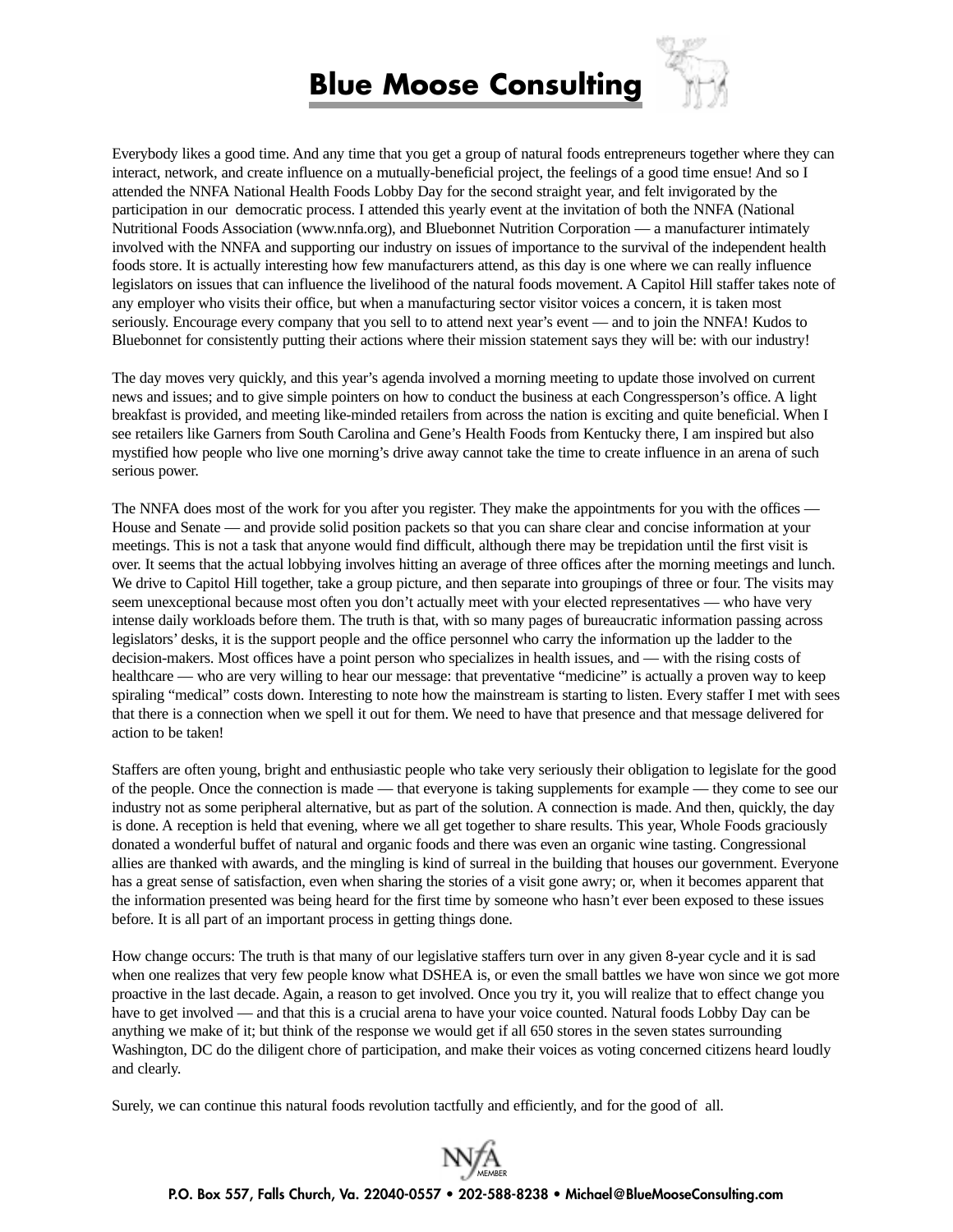# Blue Moose Consulting

Everybody likes a good time. And any time that you get a group of natural foods entrepreneurs together where they can interact, network, and create influence on a mutually-beneficial project, the feelings of a good time ensue! And so I attended the NNFA National Health Foods Lobby Day for the second straight year, and felt invigorated by the participation in our democratic process. I attended this yearly event at the invitation of both the NNFA (National Nutritional Foods Association (www.nnfa.org), and Bluebonnet Nutrition Corporation — a manufacturer intimately involved with the NNFA and supporting our industry on issues of importance to the survival of the independent health foods store. It is actually interesting how few manufacturers attend, as this day is one where we can really influence legislators on issues that can influence the livelihood of the natural foods movement. A Capitol Hill staffer takes note of any employer who visits their office, but when a manufacturing sector visitor voices a concern, it is taken most seriously. Encourage every company that you sell to to attend next year's event — and to join the NNFA! Kudos to Bluebonnet for consistently putting their actions where their mission statement says they will be: with our industry!

The day moves very quickly, and this year's agenda involved a morning meeting to update those involved on current news and issues; and to give simple pointers on how to conduct the business at each Congressperson's office. A light breakfast is provided, and meeting like-minded retailers from across the nation is exciting and quite beneficial. When I see retailers like Garners from South Carolina and Gene's Health Foods from Kentucky there, I am inspired but also mystified how people who live one morning's drive away cannot take the time to create influence in an arena of such serious power.

The NNFA does most of the work for you after you register. They make the appointments for you with the offices — House and Senate — and provide solid position packets so that you can share clear and concise information at your meetings. This is not a task that anyone would find difficult, although there may be trepidation until the first visit is over. It seems that the actual lobbying involves hitting an average of three offices after the morning meetings and lunch. We drive to Capitol Hill together, take a group picture, and then separate into groupings of three or four. The visits may seem unexceptional because most often you don't actually meet with your elected representatives — who have very intense daily workloads before them. The truth is that, with so many pages of bureaucratic information passing across legislators' desks, it is the support people and the office personnel who carry the information up the ladder to the decision-makers. Most offices have a point person who specializes in health issues, and — with the rising costs of healthcare — who are very willing to hear our message: that preventative "medicine" is actually a proven way to keep spiraling "medical" costs down. Interesting to note how the mainstream is starting to listen. Every staffer I met with sees that there is a connection when we spell it out for them. We need to have that presence and that message delivered for action to be taken!

Staffers are often young, bright and enthusiastic people who take very seriously their obligation to legislate for the good of the people. Once the connection is made — that everyone is taking supplements for example — they come to see our industry not as some peripheral alternative, but as part of the solution. A connection is made. And then, quickly, the day is done. A reception is held that evening, where we all get together to share results. This year, Whole Foods graciously donated a wonderful buffet of natural and organic foods and there was even an organic wine tasting. Congressional allies are thanked with awards, and the mingling is kind of surreal in the building that houses our government. Everyone has a great sense of satisfaction, even when sharing the stories of a visit gone awry; or, when it becomes apparent that the information presented was being heard for the first time by someone who hasn't ever been exposed to these issues before. It is all part of an important process in getting things done.

How change occurs: The truth is that many of our legislative staffers turn over in any given 8-year cycle and it is sad when one realizes that very few people know what DSHEA is, or even the small battles we have won since we got more proactive in the last decade. Again, a reason to get involved. Once you try it, you will realize that to effect change you have to get involved — and that this is a crucial arena to have your voice counted. Natural foods Lobby Day can be anything we make of it; but think of the response we would get if all 650 stores in the seven states surrounding Washington, DC do the diligent chore of participation, and make their voices as voting concerned citizens heard loudly and clearly.

Surely, we can continue this natural foods revolution tactfully and efficiently, and for the good of all.

NNFA MEMBER

P.O. Box 557, Falls Church, Va. 22040-0557 • 202-588-8238 • Michael@BlueMooseConsulting.com